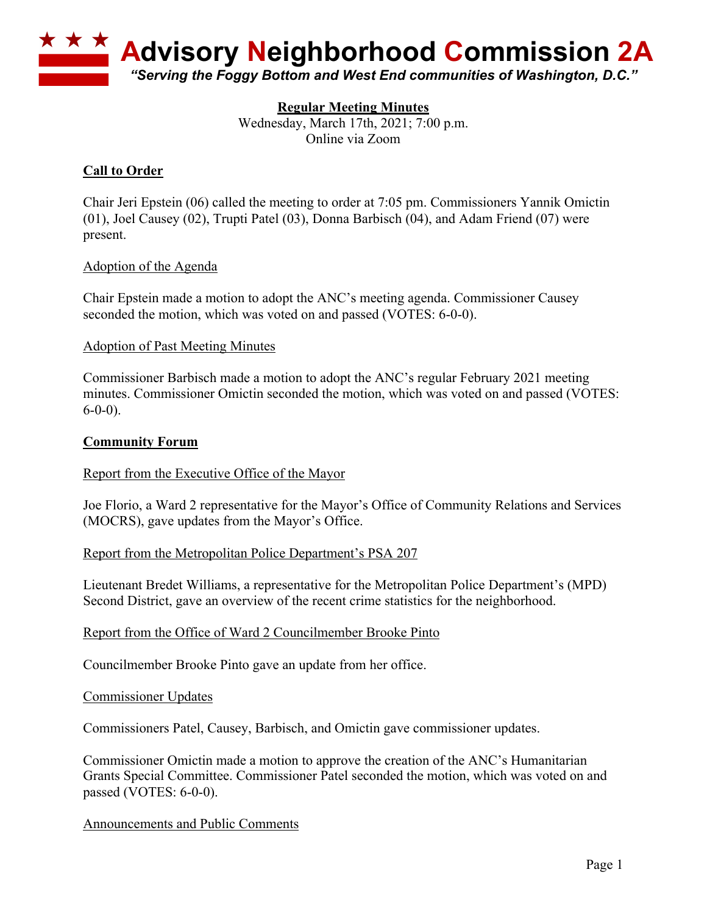# Advisory Neighborhood Commission 2A

*"Serving the Foggy Bottom and West End communities of Washington, D.C."*

**Regular Meeting Minutes**
Wednesday, March 17th, 2021; 7:00 p.m.
Online via Zoom

## Call to Order

Chair Jeri Epstein (06) called the meeting to order at 7:05 pm. Commissioners Yannik Omictin (01), Joel Causey (02), Trupti Patel (03), Donna Barbisch (04), and Adam Friend (07) were present.

### Adoption of the Agenda

Chair Epstein made a motion to adopt the ANC's meeting agenda. Commissioner Causey seconded the motion, which was voted on and passed (VOTES: 6-0-0).

### Adoption of Past Meeting Minutes

Commissioner Barbisch made a motion to adopt the ANC's regular February 2021 meeting minutes. Commissioner Omictin seconded the motion, which was voted on and passed (VOTES: 6-0-0).

## Community Forum

### Report from the Executive Office of the Mayor

Joe Florio, a Ward 2 representative for the Mayor's Office of Community Relations and Services (MOCRS), gave updates from the Mayor's Office.

### Report from the Metropolitan Police Department's PSA 207

Lieutenant Bredet Williams, a representative for the Metropolitan Police Department's (MPD) Second District, gave an overview of the recent crime statistics for the neighborhood.

### Report from the Office of Ward 2 Councilmember Brooke Pinto

Councilmember Brooke Pinto gave an update from her office.

### Commissioner Updates

Commissioners Patel, Causey, Barbisch, and Omictin gave commissioner updates.

Commissioner Omictin made a motion to approve the creation of the ANC's Humanitarian Grants Special Committee. Commissioner Patel seconded the motion, which was voted on and passed (VOTES: 6-0-0).

### Announcements and Public Comments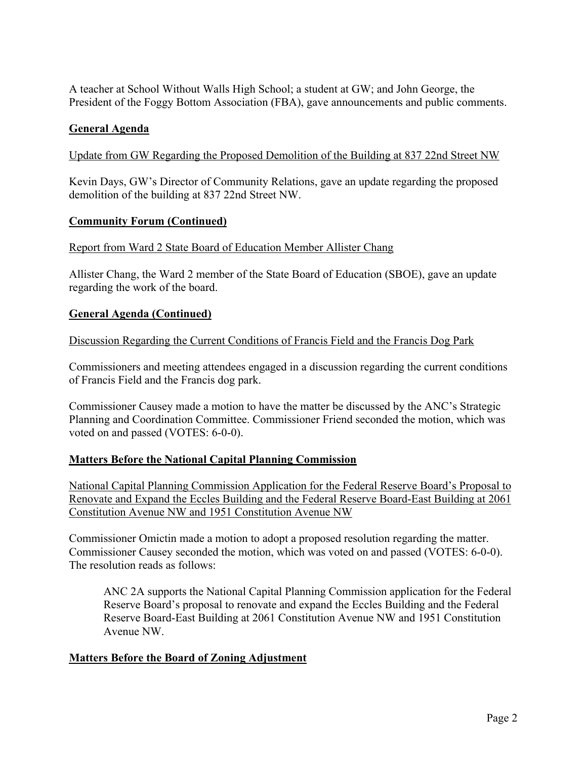A teacher at School Without Walls High School; a student at GW; and John George, the President of the Foggy Bottom Association (FBA), gave announcements and public comments.

## General Agenda

Update from GW Regarding the Proposed Demolition of the Building at 837 22nd Street NW

Kevin Days, GW's Director of Community Relations, gave an update regarding the proposed demolition of the building at 837 22nd Street NW.

## Community Forum (Continued)

Report from Ward 2 State Board of Education Member Allister Chang

Allister Chang, the Ward 2 member of the State Board of Education (SBOE), gave an update regarding the work of the board.

## General Agenda (Continued)

Discussion Regarding the Current Conditions of Francis Field and the Francis Dog Park

Commissioners and meeting attendees engaged in a discussion regarding the current conditions of Francis Field and the Francis dog park.

Commissioner Causey made a motion to have the matter be discussed by the ANC's Strategic Planning and Coordination Committee. Commissioner Friend seconded the motion, which was voted on and passed (VOTES: 6-0-0).

## Matters Before the National Capital Planning Commission

National Capital Planning Commission Application for the Federal Reserve Board's Proposal to Renovate and Expand the Eccles Building and the Federal Reserve Board-East Building at 2061 Constitution Avenue NW and 1951 Constitution Avenue NW

Commissioner Omictin made a motion to adopt a proposed resolution regarding the matter. Commissioner Causey seconded the motion, which was voted on and passed (VOTES: 6-0-0). The resolution reads as follows:

> ANC 2A supports the National Capital Planning Commission application for the Federal Reserve Board's proposal to renovate and expand the Eccles Building and the Federal Reserve Board-East Building at 2061 Constitution Avenue NW and 1951 Constitution Avenue NW.

## Matters Before the Board of Zoning Adjustment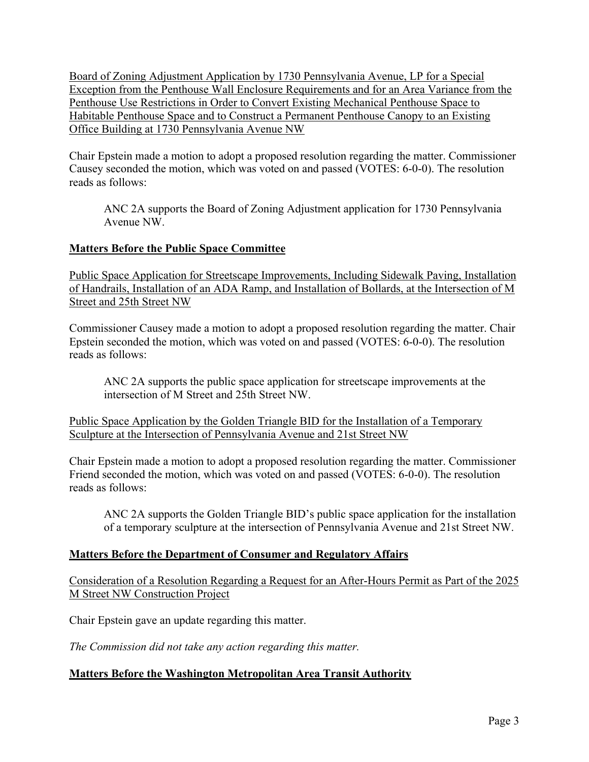Board of Zoning Adjustment Application by 1730 Pennsylvania Avenue, LP for a Special Exception from the Penthouse Wall Enclosure Requirements and for an Area Variance from the Penthouse Use Restrictions in Order to Convert Existing Mechanical Penthouse Space to Habitable Penthouse Space and to Construct a Permanent Penthouse Canopy to an Existing Office Building at 1730 Pennsylvania Avenue NW

Chair Epstein made a motion to adopt a proposed resolution regarding the matter. Commissioner Causey seconded the motion, which was voted on and passed (VOTES: 6-0-0). The resolution reads as follows:

> ANC 2A supports the Board of Zoning Adjustment application for 1730 Pennsylvania Avenue NW.

## Matters Before the Public Space Committee

Public Space Application for Streetscape Improvements, Including Sidewalk Paving, Installation of Handrails, Installation of an ADA Ramp, and Installation of Bollards, at the Intersection of M Street and 25th Street NW

Commissioner Causey made a motion to adopt a proposed resolution regarding the matter. Chair Epstein seconded the motion, which was voted on and passed (VOTES: 6-0-0). The resolution reads as follows:

> ANC 2A supports the public space application for streetscape improvements at the intersection of M Street and 25th Street NW.

Public Space Application by the Golden Triangle BID for the Installation of a Temporary Sculpture at the Intersection of Pennsylvania Avenue and 21st Street NW

Chair Epstein made a motion to adopt a proposed resolution regarding the matter. Commissioner Friend seconded the motion, which was voted on and passed (VOTES: 6-0-0). The resolution reads as follows:

> ANC 2A supports the Golden Triangle BID's public space application for the installation of a temporary sculpture at the intersection of Pennsylvania Avenue and 21st Street NW.

## Matters Before the Department of Consumer and Regulatory Affairs

Consideration of a Resolution Regarding a Request for an After-Hours Permit as Part of the 2025 M Street NW Construction Project

Chair Epstein gave an update regarding this matter.

*The Commission did not take any action regarding this matter.*

## Matters Before the Washington Metropolitan Area Transit Authority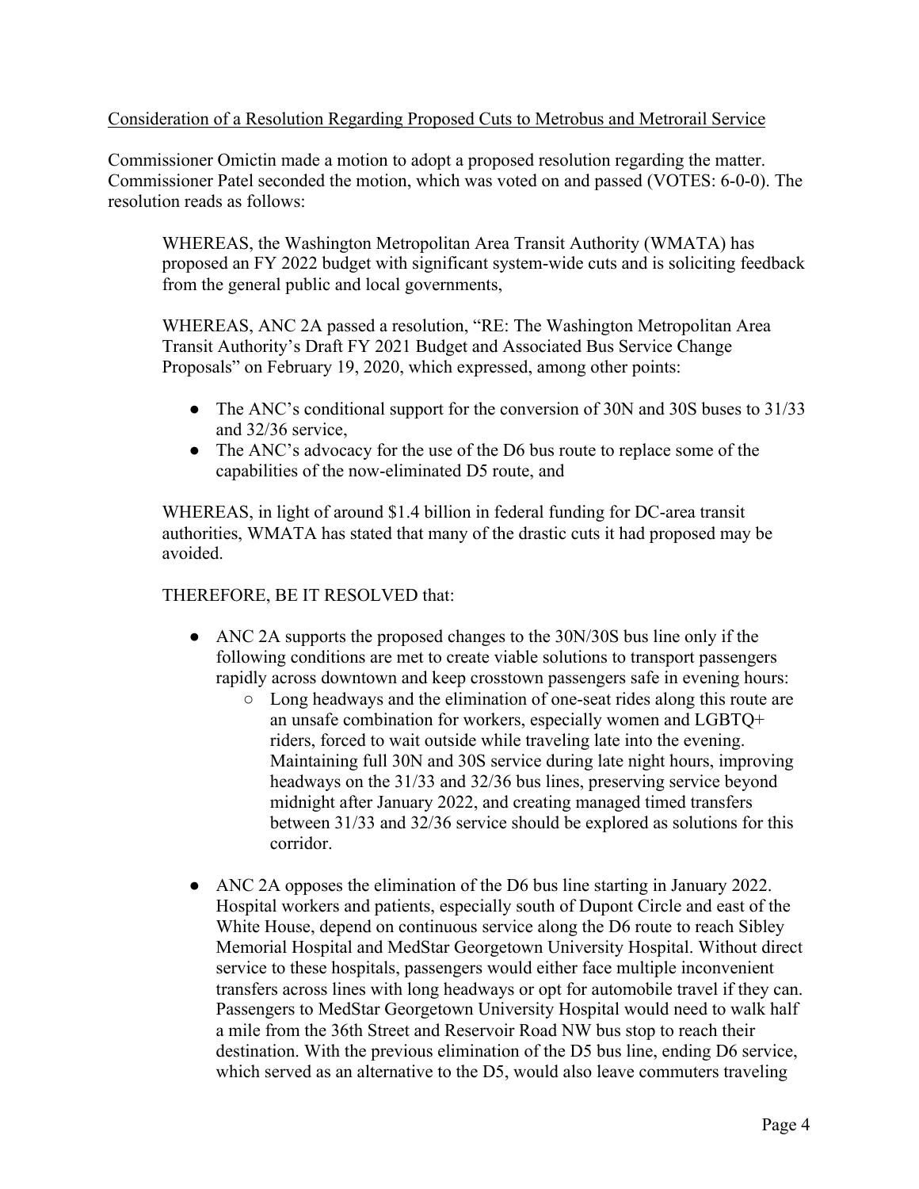<u>Consideration of a Resolution Regarding Proposed Cuts to Metrobus and Metrorail Service</u>

Commissioner Omictin made a motion to adopt a proposed resolution regarding the matter. Commissioner Patel seconded the motion, which was voted on and passed (VOTES: 6-0-0). The resolution reads as follows:

> WHEREAS, the Washington Metropolitan Area Transit Authority (WMATA) has proposed an FY 2022 budget with significant system-wide cuts and is soliciting feedback from the general public and local governments,
>
> WHEREAS, ANC 2A passed a resolution, "RE: The Washington Metropolitan Area Transit Authority's Draft FY 2021 Budget and Associated Bus Service Change Proposals" on February 19, 2020, which expressed, among other points:
>
> - The ANC's conditional support for the conversion of 30N and 30S buses to 31/33 and 32/36 service,
> - The ANC's advocacy for the use of the D6 bus route to replace some of the capabilities of the now-eliminated D5 route, and
>
> WHEREAS, in light of around $1.4 billion in federal funding for DC-area transit authorities, WMATA has stated that many of the drastic cuts it had proposed may be avoided.
>
> THEREFORE, BE IT RESOLVED that:
>
> - ANC 2A supports the proposed changes to the 30N/30S bus line only if the following conditions are met to create viable solutions to transport passengers rapidly across downtown and keep crosstown passengers safe in evening hours:
>     - Long headways and the elimination of one-seat rides along this route are an unsafe combination for workers, especially women and LGBTQ+ riders, forced to wait outside while traveling late into the evening. Maintaining full 30N and 30S service during late night hours, improving headways on the 31/33 and 32/36 bus lines, preserving service beyond midnight after January 2022, and creating managed timed transfers between 31/33 and 32/36 service should be explored as solutions for this corridor.
>
> - ANC 2A opposes the elimination of the D6 bus line starting in January 2022. Hospital workers and patients, especially south of Dupont Circle and east of the White House, depend on continuous service along the D6 route to reach Sibley Memorial Hospital and MedStar Georgetown University Hospital. Without direct service to these hospitals, passengers would either face multiple inconvenient transfers across lines with long headways or opt for automobile travel if they can. Passengers to MedStar Georgetown University Hospital would need to walk half a mile from the 36th Street and Reservoir Road NW bus stop to reach their destination. With the previous elimination of the D5 bus line, ending D6 service, which served as an alternative to the D5, would also leave commuters traveling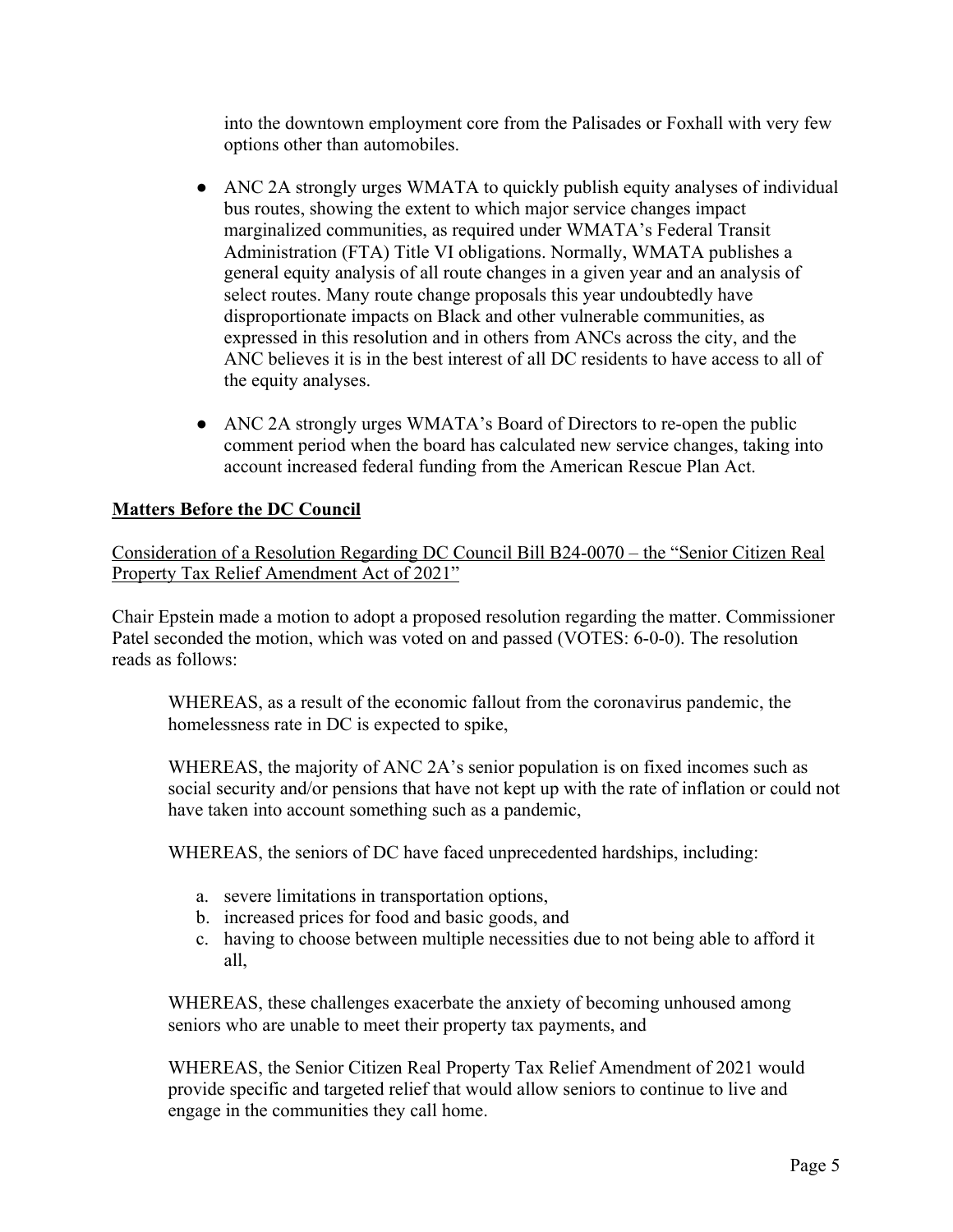into the downtown employment core from the Palisades or Foxhall with very few options other than automobiles.

- ANC 2A strongly urges WMATA to quickly publish equity analyses of individual bus routes, showing the extent to which major service changes impact marginalized communities, as required under WMATA's Federal Transit Administration (FTA) Title VI obligations. Normally, WMATA publishes a general equity analysis of all route changes in a given year and an analysis of select routes. Many route change proposals this year undoubtedly have disproportionate impacts on Black and other vulnerable communities, as expressed in this resolution and in others from ANCs across the city, and the ANC believes it is in the best interest of all DC residents to have access to all of the equity analyses.

- ANC 2A strongly urges WMATA's Board of Directors to re-open the public comment period when the board has calculated new service changes, taking into account increased federal funding from the American Rescue Plan Act.

## **Matters Before the DC Council**

Consideration of a Resolution Regarding DC Council Bill B24-0070 – the "Senior Citizen Real Property Tax Relief Amendment Act of 2021"

Chair Epstein made a motion to adopt a proposed resolution regarding the matter. Commissioner Patel seconded the motion, which was voted on and passed (VOTES: 6-0-0). The resolution reads as follows:

> WHEREAS, as a result of the economic fallout from the coronavirus pandemic, the homelessness rate in DC is expected to spike,
>
> WHEREAS, the majority of ANC 2A's senior population is on fixed incomes such as social security and/or pensions that have not kept up with the rate of inflation or could not have taken into account something such as a pandemic,
>
> WHEREAS, the seniors of DC have faced unprecedented hardships, including:
>
> a. severe limitations in transportation options,
> b. increased prices for food and basic goods, and
> c. having to choose between multiple necessities due to not being able to afford it all,
>
> WHEREAS, these challenges exacerbate the anxiety of becoming unhoused among seniors who are unable to meet their property tax payments, and
>
> WHEREAS, the Senior Citizen Real Property Tax Relief Amendment of 2021 would provide specific and targeted relief that would allow seniors to continue to live and engage in the communities they call home.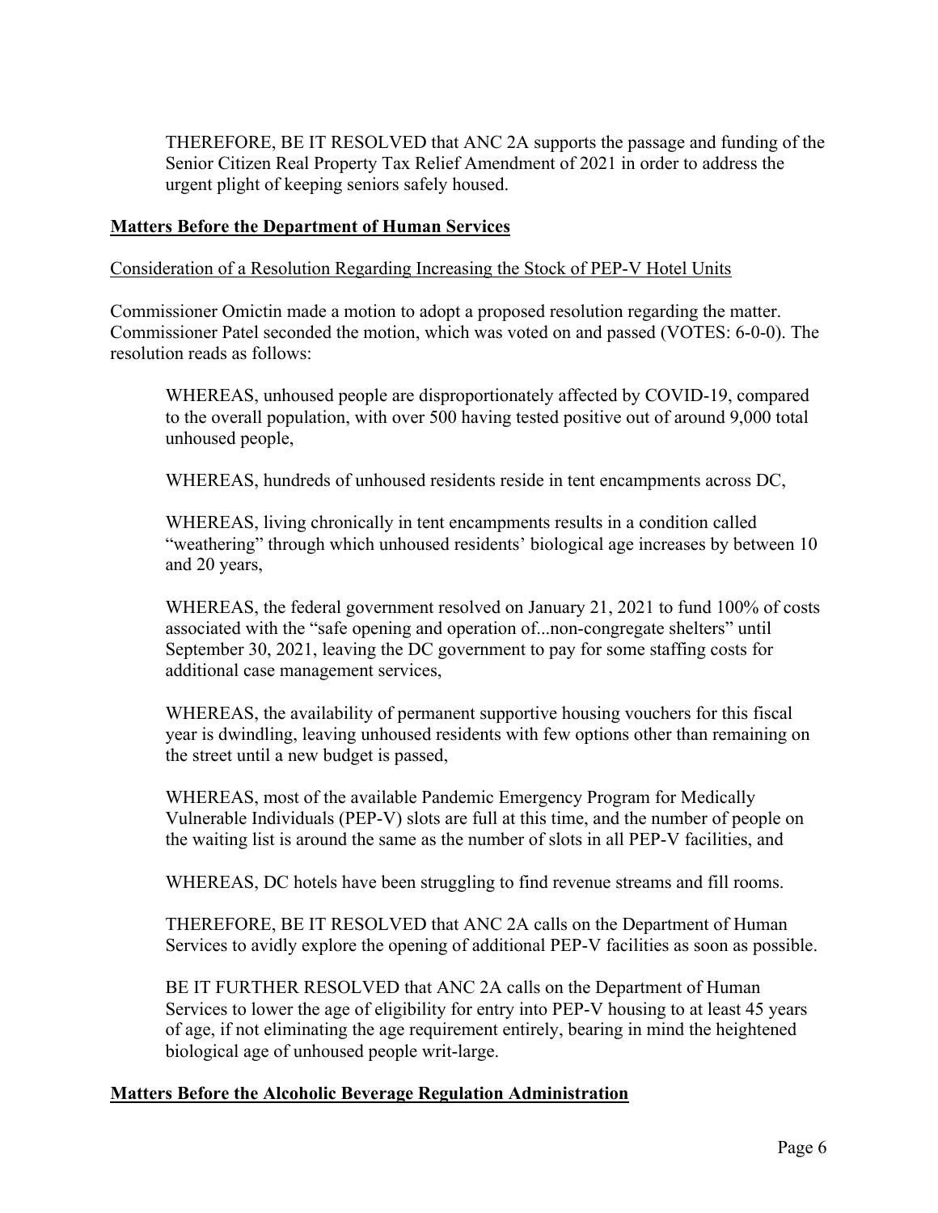THEREFORE, BE IT RESOLVED that ANC 2A supports the passage and funding of the Senior Citizen Real Property Tax Relief Amendment of 2021 in order to address the urgent plight of keeping seniors safely housed.

**Matters Before the Department of Human Services**

Consideration of a Resolution Regarding Increasing the Stock of PEP-V Hotel Units

Commissioner Omictin made a motion to adopt a proposed resolution regarding the matter. Commissioner Patel seconded the motion, which was voted on and passed (VOTES: 6-0-0). The resolution reads as follows:

> WHEREAS, unhoused people are disproportionately affected by COVID-19, compared to the overall population, with over 500 having tested positive out of around 9,000 total unhoused people,
>
> WHEREAS, hundreds of unhoused residents reside in tent encampments across DC,
>
> WHEREAS, living chronically in tent encampments results in a condition called "weathering" through which unhoused residents' biological age increases by between 10 and 20 years,
>
> WHEREAS, the federal government resolved on January 21, 2021 to fund 100% of costs associated with the "safe opening and operation of...non-congregate shelters" until September 30, 2021, leaving the DC government to pay for some staffing costs for additional case management services,
>
> WHEREAS, the availability of permanent supportive housing vouchers for this fiscal year is dwindling, leaving unhoused residents with few options other than remaining on the street until a new budget is passed,
>
> WHEREAS, most of the available Pandemic Emergency Program for Medically Vulnerable Individuals (PEP-V) slots are full at this time, and the number of people on the waiting list is around the same as the number of slots in all PEP-V facilities, and
>
> WHEREAS, DC hotels have been struggling to find revenue streams and fill rooms.
>
> THEREFORE, BE IT RESOLVED that ANC 2A calls on the Department of Human Services to avidly explore the opening of additional PEP-V facilities as soon as possible.
>
> BE IT FURTHER RESOLVED that ANC 2A calls on the Department of Human Services to lower the age of eligibility for entry into PEP-V housing to at least 45 years of age, if not eliminating the age requirement entirely, bearing in mind the heightened biological age of unhoused people writ-large.

**Matters Before the Alcoholic Beverage Regulation Administration**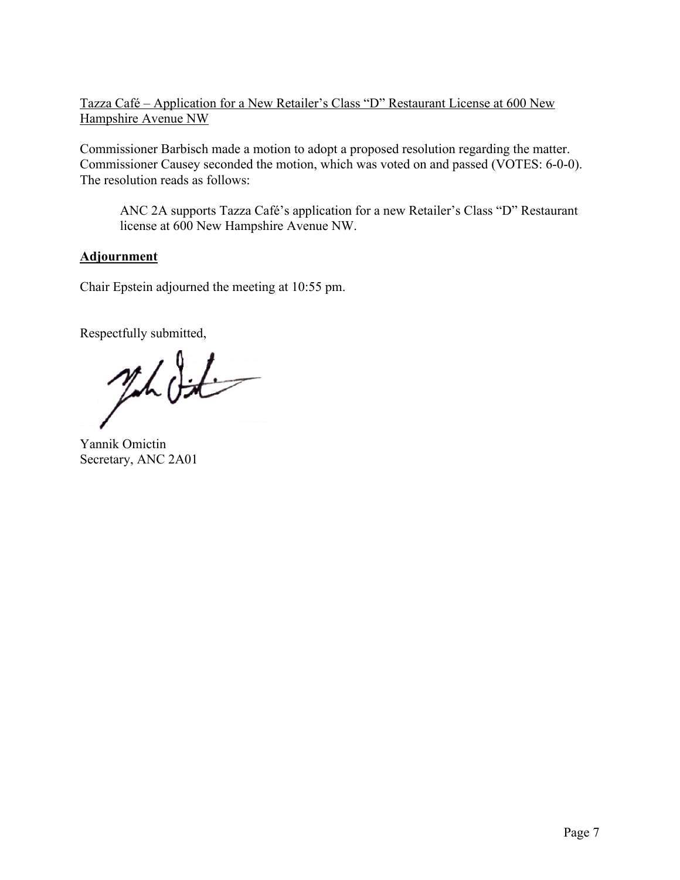Tazza Café – Application for a New Retailer's Class "D" Restaurant License at 600 New Hampshire Avenue NW

Commissioner Barbisch made a motion to adopt a proposed resolution regarding the matter. Commissioner Causey seconded the motion, which was voted on and passed (VOTES: 6-0-0). The resolution reads as follows:

> ANC 2A supports Tazza Café's application for a new Retailer's Class "D" Restaurant license at 600 New Hampshire Avenue NW.

## Adjournment

Chair Epstein adjourned the meeting at 10:55 pm.

Respectfully submitted,

Yannik Omictin
Secretary, ANC 2A01